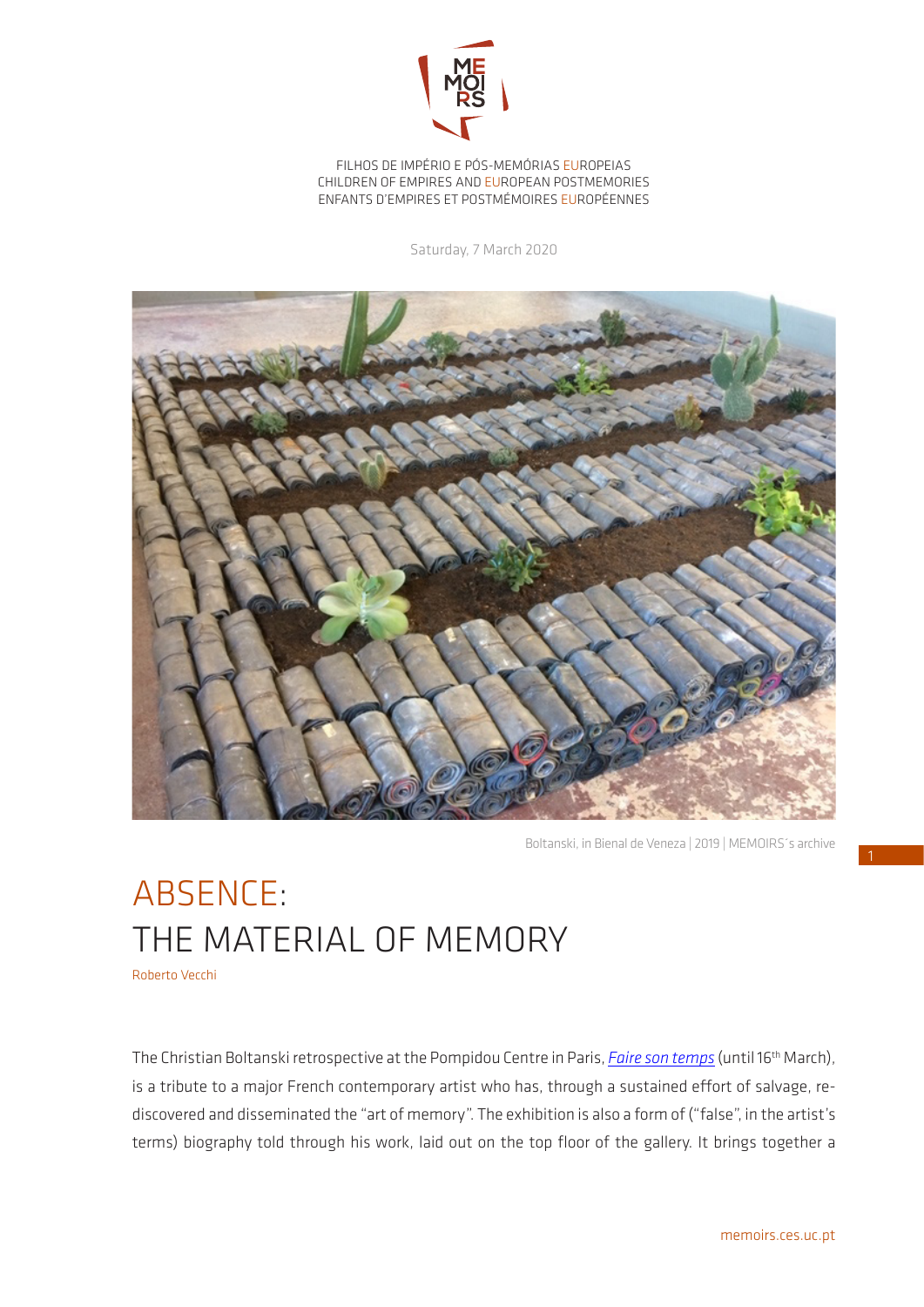FILHOS DE IMPÉRIO E PÓS-MEMÓRIAS EUROPEIAS
CHILDREN OF EMPIRES AND EUROPEAN POSTMEMORIES
ENFANTS D'EMPIRES ET POSTMÉMOIRES EUROPÉENNES

Saturday, 7 March 2020

Boltanski, in Bienal de Veneza | 2019 | MEMOIRS´s archive

# ABSENCE: THE MATERIAL OF MEMORY

Roberto Vecchi

The Christian Boltanski retrospective at the Pompidou Centre in Paris, *Faire son temps* (until 16th March), is a tribute to a major French contemporary artist who has, through a sustained effort of salvage, re-discovered and disseminated the "art of memory". The exhibition is also a form of ("false", in the artist's terms) biography told through his work, laid out on the top floor of the gallery. It brings together a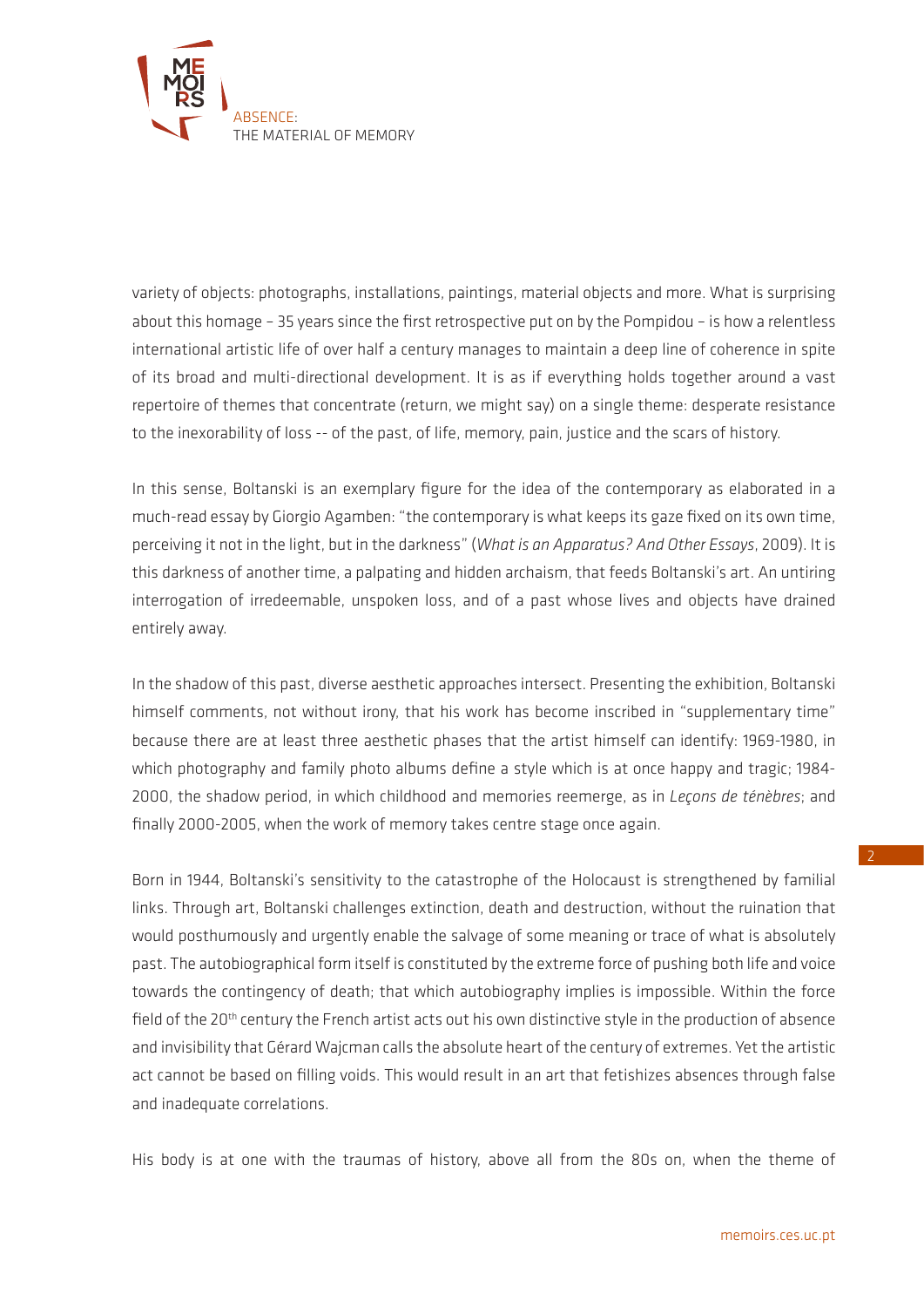variety of objects: photographs, installations, paintings, material objects and more. What is surprising about this homage – 35 years since the first retrospective put on by the Pompidou – is how a relentless international artistic life of over half a century manages to maintain a deep line of coherence in spite of its broad and multi-directional development. It is as if everything holds together around a vast repertoire of themes that concentrate (return, we might say) on a single theme: desperate resistance to the inexorability of loss -- of the past, of life, memory, pain, justice and the scars of history.

In this sense, Boltanski is an exemplary figure for the idea of the contemporary as elaborated in a much-read essay by Giorgio Agamben: "the contemporary is what keeps its gaze fixed on its own time, perceiving it not in the light, but in the darkness" (*What is an Apparatus? And Other Essays*, 2009). It is this darkness of another time, a palpating and hidden archaism, that feeds Boltanski's art. An untiring interrogation of irredeemable, unspoken loss, and of a past whose lives and objects have drained entirely away.

In the shadow of this past, diverse aesthetic approaches intersect. Presenting the exhibition, Boltanski himself comments, not without irony, that his work has become inscribed in "supplementary time" because there are at least three aesthetic phases that the artist himself can identify: 1969-1980, in which photography and family photo albums define a style which is at once happy and tragic; 1984-2000, the shadow period, in which childhood and memories reemerge, as in *Leçons de ténèbres*; and finally 2000-2005, when the work of memory takes centre stage once again.

Born in 1944, Boltanski's sensitivity to the catastrophe of the Holocaust is strengthened by familial links. Through art, Boltanski challenges extinction, death and destruction, without the ruination that would posthumously and urgently enable the salvage of some meaning or trace of what is absolutely past. The autobiographical form itself is constituted by the extreme force of pushing both life and voice towards the contingency of death; that which autobiography implies is impossible. Within the force field of the 20th century the French artist acts out his own distinctive style in the production of absence and invisibility that Gérard Wajcman calls the absolute heart of the century of extremes. Yet the artistic act cannot be based on filling voids. This would result in an art that fetishizes absences through false and inadequate correlations.

His body is at one with the traumas of history, above all from the 80s on, when the theme of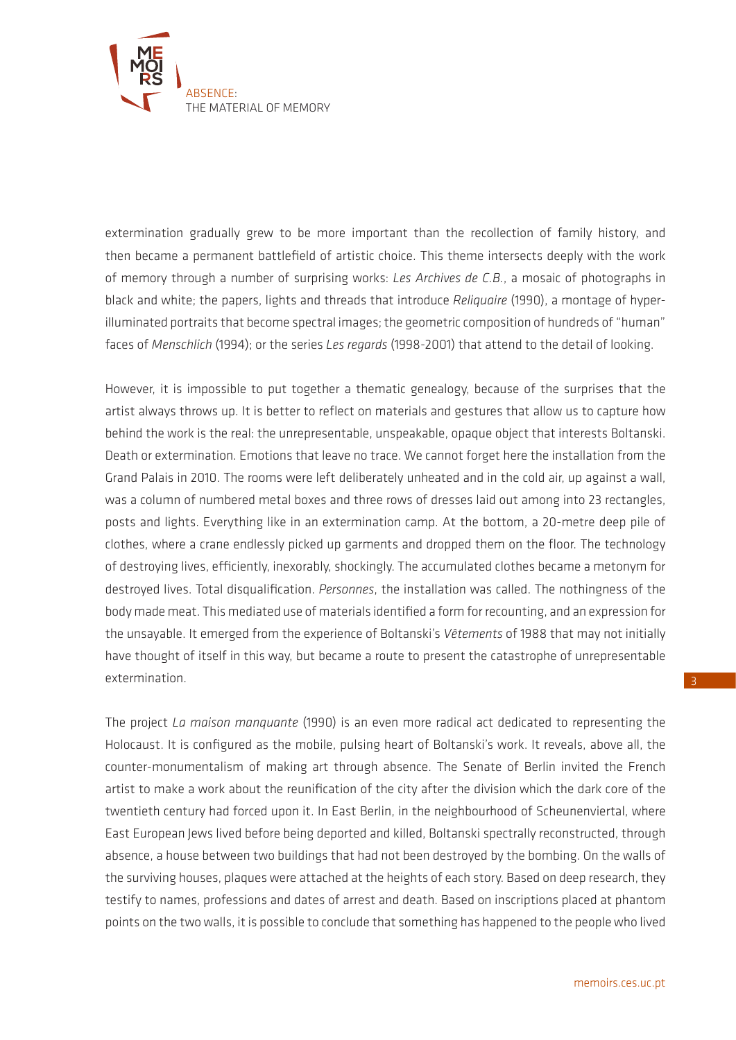extermination gradually grew to be more important than the recollection of family history, and then became a permanent battlefield of artistic choice. This theme intersects deeply with the work of memory through a number of surprising works: *Les Archives de C.B.*, a mosaic of photographs in black and white; the papers, lights and threads that introduce *Reliquaire* (1990), a montage of hyper-illuminated portraits that become spectral images; the geometric composition of hundreds of "human" faces of *Menschlich* (1994); or the series *Les regards* (1998-2001) that attend to the detail of looking.

However, it is impossible to put together a thematic genealogy, because of the surprises that the artist always throws up. It is better to reflect on materials and gestures that allow us to capture how behind the work is the real: the unrepresentable, unspeakable, opaque object that interests Boltanski. Death or extermination. Emotions that leave no trace. We cannot forget here the installation from the Grand Palais in 2010. The rooms were left deliberately unheated and in the cold air, up against a wall, was a column of numbered metal boxes and three rows of dresses laid out among into 23 rectangles, posts and lights. Everything like in an extermination camp. At the bottom, a 20-metre deep pile of clothes, where a crane endlessly picked up garments and dropped them on the floor. The technology of destroying lives, efficiently, inexorably, shockingly. The accumulated clothes became a metonym for destroyed lives. Total disqualification. *Personnes*, the installation was called. The nothingness of the body made meat. This mediated use of materials identified a form for recounting, and an expression for the unsayable. It emerged from the experience of Boltanski's *Vêtements* of 1988 that may not initially have thought of itself in this way, but became a route to present the catastrophe of unrepresentable extermination.

The project *La maison manquante* (1990) is an even more radical act dedicated to representing the Holocaust. It is configured as the mobile, pulsing heart of Boltanski's work. It reveals, above all, the counter-monumentalism of making art through absence. The Senate of Berlin invited the French artist to make a work about the reunification of the city after the division which the dark core of the twentieth century had forced upon it. In East Berlin, in the neighbourhood of Scheunenviertal, where East European Jews lived before being deported and killed, Boltanski spectrally reconstructed, through absence, a house between two buildings that had not been destroyed by the bombing. On the walls of the surviving houses, plaques were attached at the heights of each story. Based on deep research, they testify to names, professions and dates of arrest and death. Based on inscriptions placed at phantom points on the two walls, it is possible to conclude that something has happened to the people who lived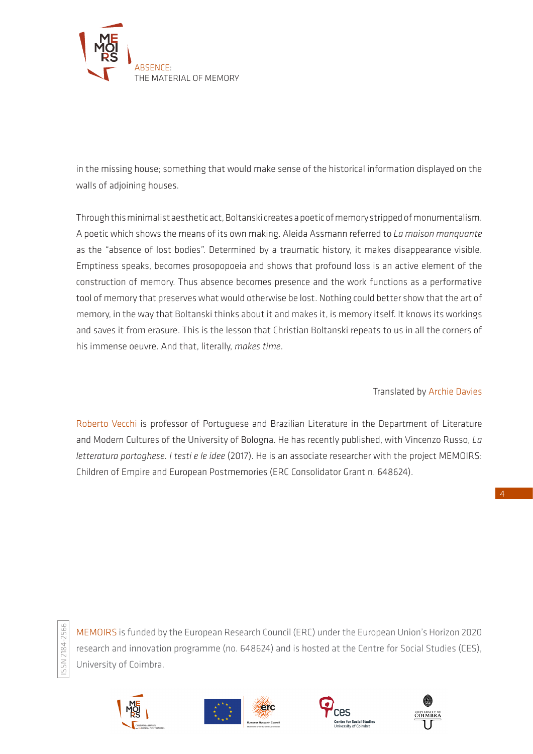in the missing house; something that would make sense of the historical information displayed on the walls of adjoining houses.

Through this minimalist aesthetic act, Boltanski creates a poetic of memory stripped of monumentalism. A poetic which shows the means of its own making. Aleida Assmann referred to *La maison manquante* as the "absence of lost bodies". Determined by a traumatic history, it makes disappearance visible. Emptiness speaks, becomes prosopopoeia and shows that profound loss is an active element of the construction of memory. Thus absence becomes presence and the work functions as a performative tool of memory that preserves what would otherwise be lost. Nothing could better show that the art of memory, in the way that Boltanski thinks about it and makes it, is memory itself. It knows its workings and saves it from erasure. This is the lesson that Christian Boltanski repeats to us in all the corners of his immense oeuvre. And that, literally, *makes time*.

Translated by Archie Davies

Roberto Vecchi is professor of Portuguese and Brazilian Literature in the Department of Literature and Modern Cultures of the University of Bologna. He has recently published, with Vincenzo Russo, *La letteratura portoghese. I testi e le idee* (2017). He is an associate researcher with the project MEMOIRS: Children of Empire and European Postmemories (ERC Consolidator Grant n. 648624).

MEMOIRS is funded by the European Research Council (ERC) under the European Union's Horizon 2020 research and innovation programme (no. 648624) and is hosted at the Centre for Social Studies (CES), University of Coimbra.